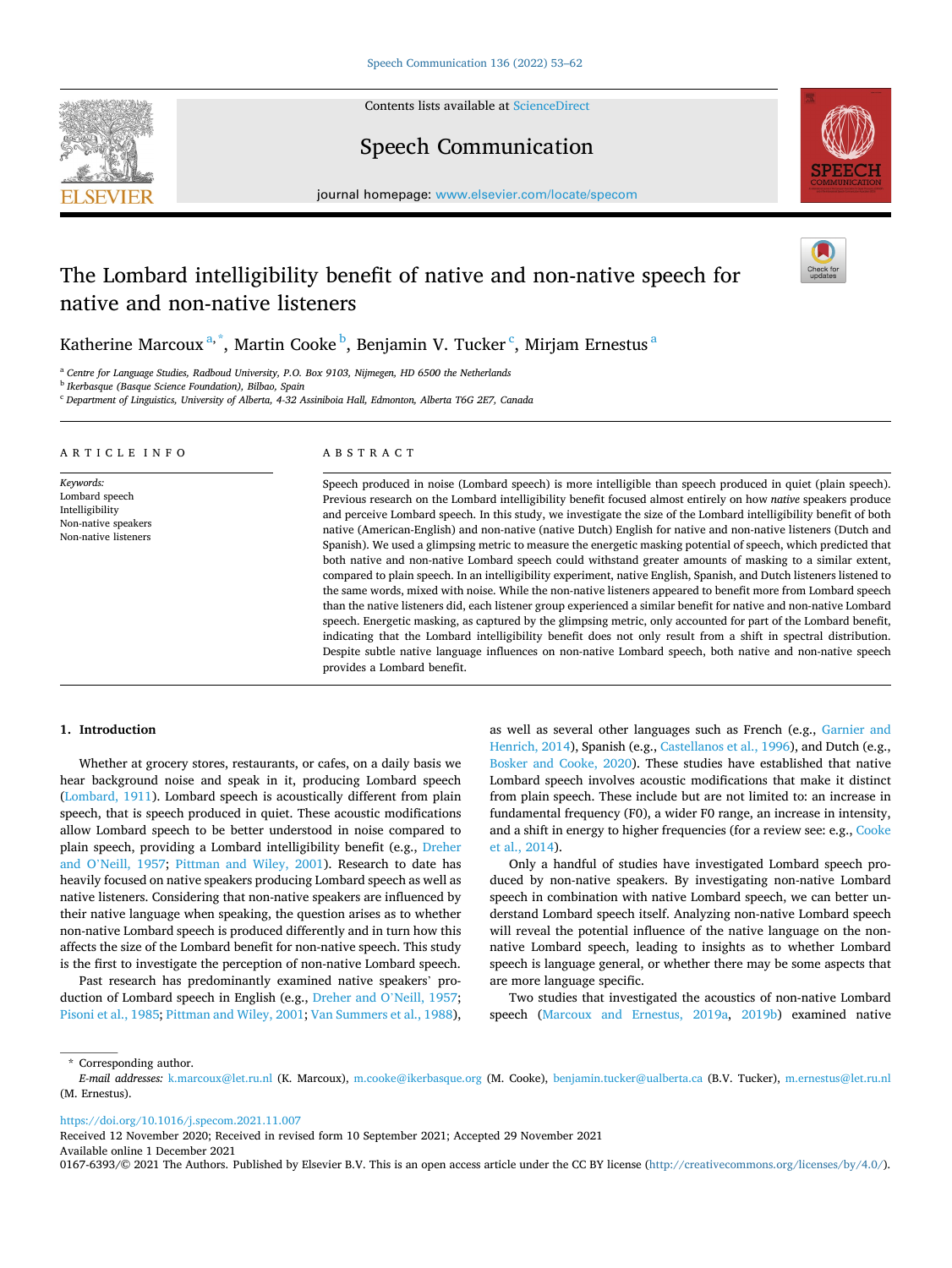# The Lombard intelligibility benefit of native and non-native speech for native and non-native listeners

Katherine Marcoux [a,*], Martin Cooke [b], Benjamin V. Tucker [c], Mirjam Ernestus [a]

[a] Centre for Language Studies, Radboud University, P.O. Box 9103, Nijmegen, HD 6500 the Netherlands
[b] Ikerbasque (Basque Science Foundation), Bilbao, Spain
[c] Department of Linguistics, University of Alberta, 4-32 Assiniboia Hall, Edmonton, Alberta T6G 2E7, Canada

## ARTICLE INFO

*Keywords:*
Lombard speech
Intelligibility
Non-native speakers
Non-native listeners

## ABSTRACT

Speech produced in noise (Lombard speech) is more intelligible than speech produced in quiet (plain speech). Previous research on the Lombard intelligibility benefit focused almost entirely on how *native* speakers produce and perceive Lombard speech. In this study, we investigate the size of the Lombard intelligibility benefit of both native (American-English) and non-native (native Dutch) English for native and non-native listeners (Dutch and Spanish). We used a glimpsing metric to measure the energetic masking potential of speech, which predicted that both native and non-native Lombard speech could withstand greater amounts of masking to a similar extent, compared to plain speech. In an intelligibility experiment, native English, Spanish, and Dutch listeners listened to the same words, mixed with noise. While the non-native listeners appeared to benefit more from Lombard speech than the native listeners did, each listener group experienced a similar benefit for native and non-native Lombard speech. Energetic masking, as captured by the glimpsing metric, only accounted for part of the Lombard benefit, indicating that the Lombard intelligibility benefit does not only result from a shift in spectral distribution. Despite subtle native language influences on non-native Lombard speech, both native and non-native speech provides a Lombard benefit.

## 1. Introduction

Whether at grocery stores, restaurants, or cafes, on a daily basis we hear background noise and speak in it, producing Lombard speech (Lombard, 1911). Lombard speech is acoustically different from plain speech, that is speech produced in quiet. These acoustic modifications allow Lombard speech to be better understood in noise compared to plain speech, providing a Lombard intelligibility benefit (e.g., Dreher and O'Neill, 1957; Pittman and Wiley, 2001). Research to date has heavily focused on native speakers producing Lombard speech as well as native listeners. Considering that non-native speakers are influenced by their native language when speaking, the question arises as to whether non-native Lombard speech is produced differently and in turn how this affects the size of the Lombard benefit for non-native speech. This study is the first to investigate the perception of non-native Lombard speech.

Past research has predominantly examined native speakers' production of Lombard speech in English (e.g., Dreher and O'Neill, 1957; Pisoni et al., 1985; Pittman and Wiley, 2001; Van Summers et al., 1988), as well as several other languages such as French (e.g., Garnier and Henrich, 2014), Spanish (e.g., Castellanos et al., 1996), and Dutch (e.g., Bosker and Cooke, 2020). These studies have established that native Lombard speech involves acoustic modifications that make it distinct from plain speech. These include but are not limited to: an increase in fundamental frequency (F0), a wider F0 range, an increase in intensity, and a shift in energy to higher frequencies (for a review see: e.g., Cooke et al., 2014).

Only a handful of studies have investigated Lombard speech produced by non-native speakers. By investigating non-native Lombard speech in combination with native Lombard speech, we can better understand Lombard speech itself. Analyzing non-native Lombard speech will reveal the potential influence of the native language on the non-native Lombard speech, leading to insights as to whether Lombard speech is language general, or whether there may be some aspects that are more language specific.

Two studies that investigated the acoustics of non-native Lombard speech (Marcoux and Ernestus, 2019a, 2019b) examined native

* Corresponding author.
*E-mail addresses:* k.marcoux@let.ru.nl (K. Marcoux), m.cooke@ikerbasque.org (M. Cooke), benjamin.tucker@ualberta.ca (B.V. Tucker), m.ernestus@let.ru.nl (M. Ernestus).

https://doi.org/10.1016/j.specom.2021.11.007
Received 12 November 2020; Received in revised form 10 September 2021; Accepted 29 November 2021
Available online 1 December 2021
0167-6393/© 2021 The Authors. Published by Elsevier B.V. This is an open access article under the CC BY license (http://creativecommons.org/licenses/by/4.0/).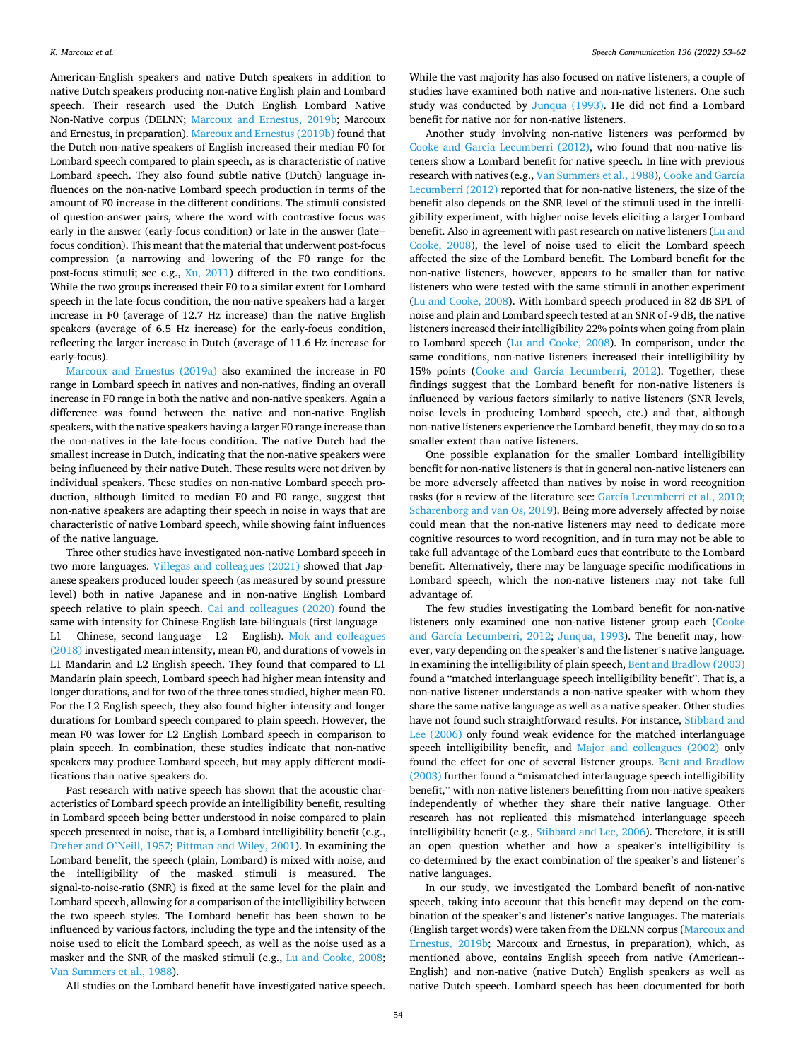American-English speakers and native Dutch speakers in addition to native Dutch speakers producing non-native English plain and Lombard speech. Their research used the Dutch English Lombard Native Non-Native corpus (DELNN; Marcoux and Ernestus, 2019b; Marcoux and Ernestus, in preparation). Marcoux and Ernestus (2019b) found that the Dutch non-native speakers of English increased their median F0 for Lombard speech compared to plain speech, as is characteristic of native Lombard speech. They also found subtle native (Dutch) language influences on the non-native Lombard speech production in terms of the amount of F0 increase in the different conditions. The stimuli consisted of question-answer pairs, where the word with contrastive focus was early in the answer (early-focus condition) or late in the answer (late-focus condition). This meant that the material that underwent post-focus compression (a narrowing and lowering of the F0 range for the post-focus stimuli; see e.g., Xu, 2011) differed in the two conditions. While the two groups increased their F0 to a similar extent for Lombard speech in the late-focus condition, the non-native speakers had a larger increase in F0 (average of 12.7 Hz increase) than the native English speakers (average of 6.5 Hz increase) for the early-focus condition, reflecting the larger increase in Dutch (average of 11.6 Hz increase for early-focus).

Marcoux and Ernestus (2019a) also examined the increase in F0 range in Lombard speech in natives and non-natives, finding an overall increase in F0 range in both the native and non-native speakers. Again a difference was found between the native and non-native English speakers, with the native speakers having a larger F0 range increase than the non-natives in the late-focus condition. The native Dutch had the smallest increase in Dutch, indicating that the non-native speakers were being influenced by their native Dutch. These results were not driven by individual speakers. These studies on non-native Lombard speech production, although limited to median F0 and F0 range, suggest that non-native speakers are adapting their speech in noise in ways that are characteristic of native Lombard speech, while showing faint influences of the native language.

Three other studies have investigated non-native Lombard speech in two more languages. Villegas and colleagues (2021) showed that Japanese speakers produced louder speech (as measured by sound pressure level) both in native Japanese and in non-native English Lombard speech relative to plain speech. Cai and colleagues (2020) found the same with intensity for Chinese-English late-bilinguals (first language – L1 – Chinese, second language – L2 – English). Mok and colleagues (2018) investigated mean intensity, mean F0, and durations of vowels in L1 Mandarin and L2 English speech. They found that compared to L1 Mandarin plain speech, Lombard speech had higher mean intensity and longer durations, and for two of the three tones studied, higher mean F0. For the L2 English speech, they also found higher intensity and longer durations for Lombard speech compared to plain speech. However, the mean F0 was lower for L2 English Lombard speech in comparison to plain speech. In combination, these studies indicate that non-native speakers may produce Lombard speech, but may apply different modifications than native speakers do.

Past research with native speech has shown that the acoustic characteristics of Lombard speech provide an intelligibility benefit, resulting in Lombard speech being better understood in noise compared to plain speech presented in noise, that is, a Lombard intelligibility benefit (e.g., Dreher and O'Neill, 1957; Pittman and Wiley, 2001). In examining the Lombard benefit, the speech (plain, Lombard) is mixed with noise, and the intelligibility of the masked stimuli is measured. The signal-to-noise-ratio (SNR) is fixed at the same level for the plain and Lombard speech, allowing for a comparison of the intelligibility between the two speech styles. The Lombard benefit has been shown to be influenced by various factors, including the type and the intensity of the noise used to elicit the Lombard speech, as well as the noise used as a masker and the SNR of the masked stimuli (e.g., Lu and Cooke, 2008; Van Summers et al., 1988).

All studies on the Lombard benefit have investigated native speech. While the vast majority has also focused on native listeners, a couple of studies have examined both native and non-native listeners. One such study was conducted by Junqua (1993). He did not find a Lombard benefit for native nor for non-native listeners.

Another study involving non-native listeners was performed by Cooke and García Lecumberri (2012), who found that non-native listeners show a Lombard benefit for native speech. In line with previous research with natives (e.g., Van Summers et al., 1988), Cooke and García Lecumberri (2012) reported that for non-native listeners, the size of the benefit also depends on the SNR level of the stimuli used in the intelligibility experiment, with higher noise levels eliciting a larger Lombard benefit. Also in agreement with past research on native listeners (Lu and Cooke, 2008), the level of noise used to elicit the Lombard speech affected the size of the Lombard benefit. The Lombard benefit for the non-native listeners, however, appears to be smaller than for native listeners who were tested with the same stimuli in another experiment (Lu and Cooke, 2008). With Lombard speech produced in 82 dB SPL of noise and plain and Lombard speech tested at an SNR of -9 dB, the native listeners increased their intelligibility 22% points when going from plain to Lombard speech (Lu and Cooke, 2008). In comparison, under the same conditions, non-native listeners increased their intelligibility by 15% points (Cooke and García Lecumberri, 2012). Together, these findings suggest that the Lombard benefit for non-native listeners is influenced by various factors similarly to native listeners (SNR levels, noise levels in producing Lombard speech, etc.) and that, although non-native listeners experience the Lombard benefit, they may do so to a smaller extent than native listeners.

One possible explanation for the smaller Lombard intelligibility benefit for non-native listeners is that in general non-native listeners can be more adversely affected than natives by noise in word recognition tasks (for a review of the literature see: García Lecumberri et al., 2010; Scharenborg and van Os, 2019). Being more adversely affected by noise could mean that the non-native listeners may need to dedicate more cognitive resources to word recognition, and in turn may not be able to take full advantage of the Lombard cues that contribute to the Lombard benefit. Alternatively, there may be language specific modifications in Lombard speech, which the non-native listeners may not take full advantage of.

The few studies investigating the Lombard benefit for non-native listeners only examined one non-native listener group each (Cooke and García Lecumberri, 2012; Junqua, 1993). The benefit may, however, vary depending on the speaker's and the listener's native language. In examining the intelligibility of plain speech, Bent and Bradlow (2003) found a "matched interlanguage speech intelligibility benefit". That is, a non-native listener understands a non-native speaker with whom they share the same native language as well as a native speaker. Other studies have not found such straightforward results. For instance, Stibbard and Lee (2006) only found weak evidence for the matched interlanguage speech intelligibility benefit, and Major and colleagues (2002) only found the effect for one of several listener groups. Bent and Bradlow (2003) further found a "mismatched interlanguage speech intelligibility benefit," with non-native listeners benefitting from non-native speakers independently of whether they share their native language. Other research has not replicated this mismatched interlanguage speech intelligibility benefit (e.g., Stibbard and Lee, 2006). Therefore, it is still an open question whether and how a speaker's intelligibility is co-determined by the exact combination of the speaker's and listener's native languages.

In our study, we investigated the Lombard benefit of non-native speech, taking into account that this benefit may depend on the combination of the speaker's and listener's native languages. The materials (English target words) were taken from the DELNN corpus (Marcoux and Ernestus, 2019b; Marcoux and Ernestus, in preparation), which, as mentioned above, contains English speech from native (American-English) and non-native (native Dutch) English speakers as well as native Dutch speech. Lombard speech has been documented for both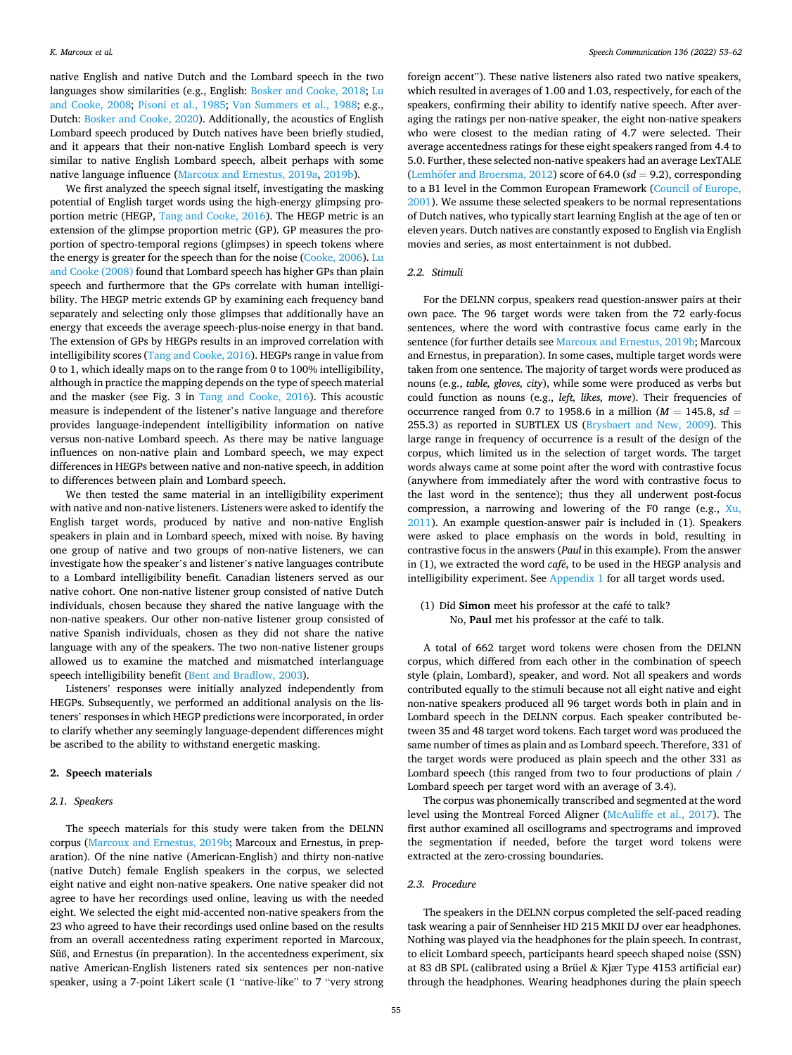native English and native Dutch and the Lombard speech in the two languages show similarities (e.g., English: Bosker and Cooke, 2018; Lu and Cooke, 2008; Pisoni et al., 1985; Van Summers et al., 1988; e.g., Dutch: Bosker and Cooke, 2020). Additionally, the acoustics of English Lombard speech produced by Dutch natives have been briefly studied, and it appears that their non-native English Lombard speech is very similar to native English Lombard speech, albeit perhaps with some native language influence (Marcoux and Ernestus, 2019a, 2019b).

We first analyzed the speech signal itself, investigating the masking potential of English target words using the high-energy glimpsing proportion metric (HEGP, Tang and Cooke, 2016). The HEGP metric is an extension of the glimpse proportion metric (GP). GP measures the proportion of spectro-temporal regions (glimpses) in speech tokens where the energy is greater for the speech than for the noise (Cooke, 2006). Lu and Cooke (2008) found that Lombard speech has higher GPs than plain speech and furthermore that the GPs correlate with human intelligibility. The HEGP metric extends GP by examining each frequency band separately and selecting only those glimpses that additionally have an energy that exceeds the average speech-plus-noise energy in that band. The extension of GPs by HEGPs results in an improved correlation with intelligibility scores (Tang and Cooke, 2016). HEGPs range in value from 0 to 1, which ideally maps on to the range from 0 to 100% intelligibility, although in practice the mapping depends on the type of speech material and the masker (see Fig. 3 in Tang and Cooke, 2016). This acoustic measure is independent of the listener's native language and therefore provides language-independent intelligibility information on native versus non-native Lombard speech. As there may be native language influences on non-native plain and Lombard speech, we may expect differences in HEGPs between native and non-native speech, in addition to differences between plain and Lombard speech.

We then tested the same material in an intelligibility experiment with native and non-native listeners. Listeners were asked to identify the English target words, produced by native and non-native English speakers in plain and in Lombard speech, mixed with noise. By having one group of native and two groups of non-native listeners, we can investigate how the speaker's and listener's native languages contribute to a Lombard intelligibility benefit. Canadian listeners served as our native cohort. One non-native listener group consisted of native Dutch individuals, chosen because they shared the native language with the non-native speakers. Our other non-native listener group consisted of native Spanish individuals, chosen as they did not share the native language with any of the speakers. The two non-native listener groups allowed us to examine the matched and mismatched interlanguage speech intelligibility benefit (Bent and Bradlow, 2003).

Listeners' responses were initially analyzed independently from HEGPs. Subsequently, we performed an additional analysis on the listeners' responses in which HEGP predictions were incorporated, in order to clarify whether any seemingly language-dependent differences might be ascribed to the ability to withstand energetic masking.

## 2. Speech materials

### 2.1. Speakers

The speech materials for this study were taken from the DELNN corpus (Marcoux and Ernestus, 2019b; Marcoux and Ernestus, in preparation). Of the nine native (American-English) and thirty non-native (native Dutch) female English speakers in the corpus, we selected eight native and eight non-native speakers. One native speaker did not agree to have her recordings used online, leaving us with the needed eight. We selected the eight mid-accented non-native speakers from the 23 who agreed to have their recordings used online based on the results from an overall accentedness rating experiment reported in Marcoux, Süß, and Ernestus (in preparation). In the accentedness experiment, six native American-English listeners rated six sentences per non-native speaker, using a 7-point Likert scale (1 "native-like" to 7 "very strong foreign accent"). These native listeners also rated two native speakers, which resulted in averages of 1.00 and 1.03, respectively, for each of the speakers, confirming their ability to identify native speech. After averaging the ratings per non-native speaker, the eight non-native speakers who were closest to the median rating of 4.7 were selected. Their average accentedness ratings for these eight speakers ranged from 4.4 to 5.0. Further, these selected non-native speakers had an average LexTALE (Lemhöfer and Broersma, 2012) score of 64.0 ($sd$ = 9.2), corresponding to a B1 level in the Common European Framework (Council of Europe, 2001). We assume these selected speakers to be normal representations of Dutch natives, who typically start learning English at the age of ten or eleven years. Dutch natives are constantly exposed to English via English movies and series, as most entertainment is not dubbed.

### 2.2. Stimuli

For the DELNN corpus, speakers read question-answer pairs at their own pace. The 96 target words were taken from the 72 early-focus sentences, where the word with contrastive focus came early in the sentence (for further details see Marcoux and Ernestus, 2019b; Marcoux and Ernestus, in preparation). In some cases, multiple target words were taken from one sentence. The majority of target words were produced as nouns (e.g., *table, gloves, city*), while some were produced as verbs but could function as nouns (e.g., *left, likes, move*). Their frequencies of occurrence ranged from 0.7 to 1958.6 in a million ($M$ = 145.8, $sd$ = 255.3) as reported in SUBTLEX US (Brysbaert and New, 2009). This large range in frequency of occurrence is a result of the design of the corpus, which limited us in the selection of target words. The target words always came at some point after the word with contrastive focus (anywhere from immediately after the word with contrastive focus to the last word in the sentence); thus they all underwent post-focus compression, a narrowing and lowering of the F0 range (e.g., Xu, 2011). An example question-answer pair is included in (1). Speakers were asked to place emphasis on the words in bold, resulting in contrastive focus in the answers (*Paul* in this example). From the answer in (1), we extracted the word *café*, to be used in the HEGP analysis and intelligibility experiment. See Appendix 1 for all target words used.

(1) Did **Simon** meet his professor at the café to talk?
No, **Paul** met his professor at the café to talk.

A total of 662 target word tokens were chosen from the DELNN corpus, which differed from each other in the combination of speech style (plain, Lombard), speaker, and word. Not all speakers and words contributed equally to the stimuli because not all eight native and eight non-native speakers produced all 96 target words both in plain and in Lombard speech in the DELNN corpus. Each speaker contributed between 35 and 48 target word tokens. Each target word was produced the same number of times as plain and as Lombard speech. Therefore, 331 of the target words were produced as plain speech and the other 331 as Lombard speech (this ranged from two to four productions of plain / Lombard speech per target word with an average of 3.4).

The corpus was phonemically transcribed and segmented at the word level using the Montreal Forced Aligner (McAuliffe et al., 2017). The first author examined all oscillograms and spectrograms and improved the segmentation if needed, before the target word tokens were extracted at the zero-crossing boundaries.

### 2.3. Procedure

The speakers in the DELNN corpus completed the self-paced reading task wearing a pair of Sennheiser HD 215 MKII DJ over ear headphones. Nothing was played via the headphones for the plain speech. In contrast, to elicit Lombard speech, participants heard speech shaped noise (SSN) at 83 dB SPL (calibrated using a Brüel & Kjær Type 4153 artificial ear) through the headphones. Wearing headphones during the plain speech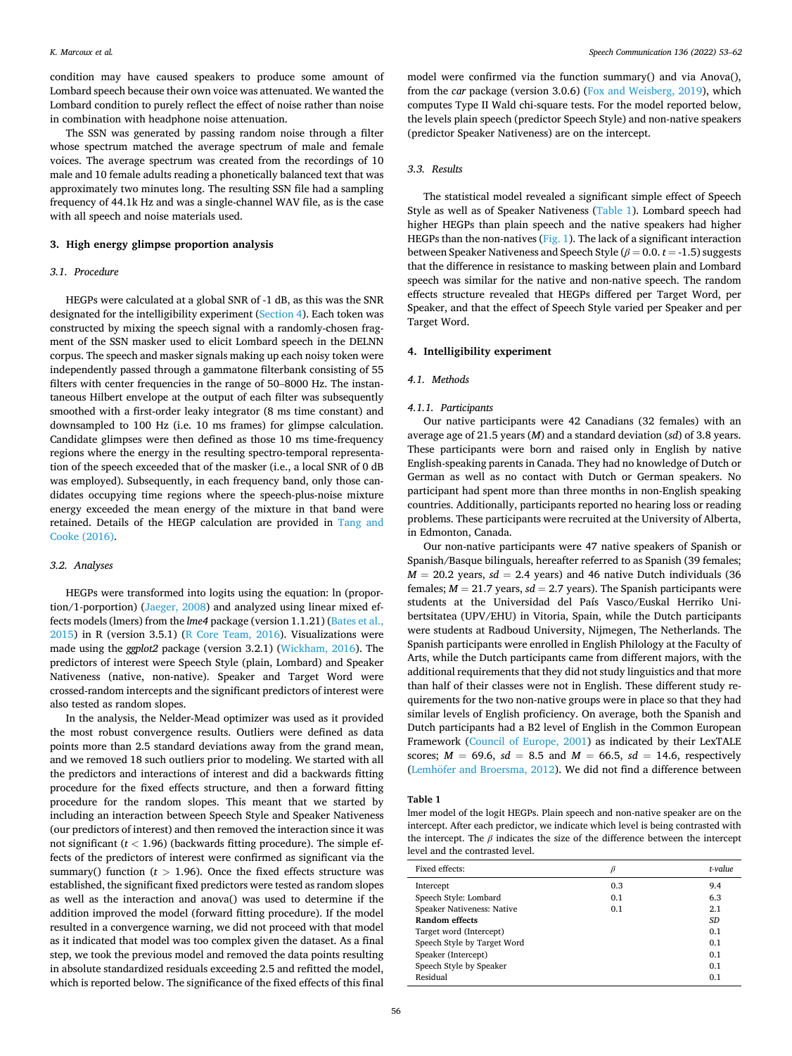condition may have caused speakers to produce some amount of Lombard speech because their own voice was attenuated. We wanted the Lombard condition to purely reflect the effect of noise rather than noise in combination with headphone noise attenuation.

The SSN was generated by passing random noise through a filter whose spectrum matched the average spectrum of male and female voices. The average spectrum was created from the recordings of 10 male and 10 female adults reading a phonetically balanced text that was approximately two minutes long. The resulting SSN file had a sampling frequency of 44.1k Hz and was a single-channel WAV file, as is the case with all speech and noise materials used.

## 3. High energy glimpse proportion analysis

### 3.1. Procedure

HEGPs were calculated at a global SNR of -1 dB, as this was the SNR designated for the intelligibility experiment (Section 4). Each token was constructed by mixing the speech signal with a randomly-chosen fragment of the SSN masker used to elicit Lombard speech in the DELNN corpus. The speech and masker signals making up each noisy token were independently passed through a gammatone filterbank consisting of 55 filters with center frequencies in the range of 50–8000 Hz. The instantaneous Hilbert envelope at the output of each filter was subsequently smoothed with a first-order leaky integrator (8 ms time constant) and downsampled to 100 Hz (i.e. 10 ms frames) for glimpse calculation. Candidate glimpses were then defined as those 10 ms time-frequency regions where the energy in the resulting spectro-temporal representation of the speech exceeded that of the masker (i.e., a local SNR of 0 dB was employed). Subsequently, in each frequency band, only those candidates occupying time regions where the speech-plus-noise mixture energy exceeded the mean energy of the mixture in that band were retained. Details of the HEGP calculation are provided in Tang and Cooke (2016).

### 3.2. Analyses

HEGPs were transformed into logits using the equation: ln (proportion/1-porportion) (Jaeger, 2008) and analyzed using linear mixed effects models (lmers) from the *lme4* package (version 1.1.21) (Bates et al., 2015) in R (version 3.5.1) (R Core Team, 2016). Visualizations were made using the *ggplot2* package (version 3.2.1) (Wickham, 2016). The predictors of interest were Speech Style (plain, Lombard) and Speaker Nativeness (native, non-native). Speaker and Target Word were crossed-random intercepts and the significant predictors of interest were also tested as random slopes.

In the analysis, the Nelder-Mead optimizer was used as it provided the most robust convergence results. Outliers were defined as data points more than 2.5 standard deviations away from the grand mean, and we removed 18 such outliers prior to modeling. We started with all the predictors and interactions of interest and did a backwards fitting procedure for the fixed effects structure, and then a forward fitting procedure for the random slopes. This meant that we started by including an interaction between Speech Style and Speaker Nativeness (our predictors of interest) and then removed the interaction since it was not significant ($t < 1.96$) (backwards fitting procedure). The simple effects of the predictors of interest were confirmed as significant via the summary() function ($t > 1.96$). Once the fixed effects structure was established, the significant fixed predictors were tested as random slopes as well as the interaction and anova() was used to determine if the addition improved the model (forward fitting procedure). If the model resulted in a convergence warning, we did not proceed with that model as it indicated that model was too complex given the dataset. As a final step, we took the previous model and removed the data points resulting in absolute standardized residuals exceeding 2.5 and refitted the model, which is reported below. The significance of the fixed effects of this final model were confirmed via the function summary() and via Anova(), from the *car* package (version 3.0.6) (Fox and Weisberg, 2019), which computes Type II Wald chi-square tests. For the model reported below, the levels plain speech (predictor Speech Style) and non-native speakers (predictor Speaker Nativeness) are on the intercept.

### 3.3. Results

The statistical model revealed a significant simple effect of Speech Style as well as of Speaker Nativeness (Table 1). Lombard speech had higher HEGPs than plain speech and the native speakers had higher HEGPs than the non-natives (Fig. 1). The lack of a significant interaction between Speaker Nativeness and Speech Style ($\beta = 0.0$. $t = -1.5$) suggests that the difference in resistance to masking between plain and Lombard speech was similar for the native and non-native speech. The random effects structure revealed that HEGPs differed per Target Word, per Speaker, and that the effect of Speech Style varied per Speaker and per Target Word.

## 4. Intelligibility experiment

### 4.1. Methods

#### 4.1.1. Participants

Our native participants were 42 Canadians (32 females) with an average age of 21.5 years (*M*) and a standard deviation (*sd*) of 3.8 years. These participants were born and raised only in English by native English-speaking parents in Canada. They had no knowledge of Dutch or German as well as no contact with Dutch or German speakers. No participant had spent more than three months in non-English speaking countries. Additionally, participants reported no hearing loss or reading problems. These participants were recruited at the University of Alberta, in Edmonton, Canada.

Our non-native participants were 47 native speakers of Spanish or Spanish/Basque bilinguals, hereafter referred to as Spanish (39 females; $M$ = 20.2 years, $sd$ = 2.4 years) and 46 native Dutch individuals (36 females; $M$ = 21.7 years, $sd$ = 2.7 years). The Spanish participants were students at the Universidad del País Vasco/Euskal Herriko Unibertsitatea (UPV/EHU) in Vitoria, Spain, while the Dutch participants were students at Radboud University, Nijmegen, The Netherlands. The Spanish participants were enrolled in English Philology at the Faculty of Arts, while the Dutch participants came from different majors, with the additional requirements that they did not study linguistics and that more than half of their classes were not in English. These different study requirements for the two non-native groups were in place so that they had similar levels of English proficiency. On average, both the Spanish and Dutch participants had a B2 level of English in the Common European Framework (Council of Europe, 2001) as indicated by their LexTALE scores; $M$ = 69.6, $sd$ = 8.5 and $M$ = 66.5, $sd$ = 14.6, respectively (Lemhöfer and Broersma, 2012). We did not find a difference between

**Table 1**
lmer model of the logit HEGPs. Plain speech and non-native speaker are on the intercept. After each predictor, we indicate which level is being contrasted with the intercept. The $\beta$ indicates the size of the difference between the intercept level and the contrasted level.

| Fixed effects: | $\beta$ | *t-value* |
|---|---|---|
| Intercept | 0.3 | 9.4 |
| Speech Style: Lombard | 0.1 | 6.3 |
| Speaker Nativeness: Native | 0.1 | 2.1 |
| **Random effects** | | *SD* |
| Target word (Intercept) | | 0.1 |
| Speech Style by Target Word | | 0.1 |
| Speaker (Intercept) | | 0.1 |
| Speech Style by Speaker | | 0.1 |
| Residual | | 0.1 |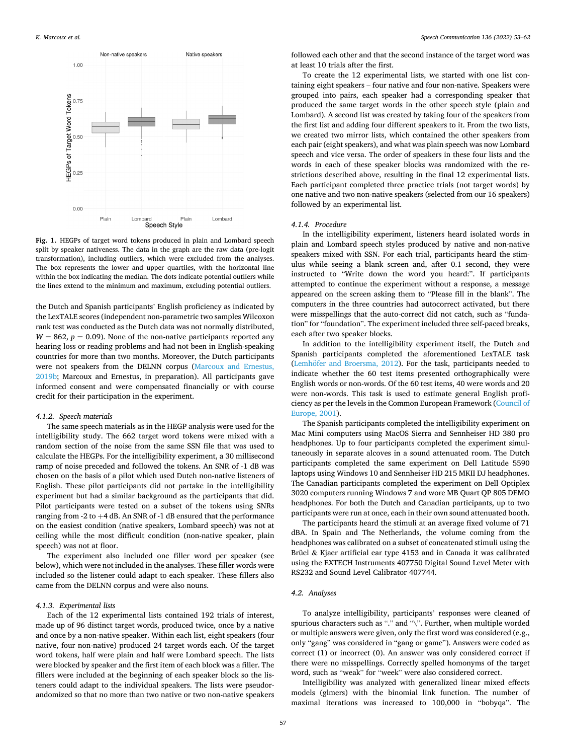Non-native speakers

Native speakers

1.00

0.75

0.50

0.25

0.00

HEGPs of Target Word Tokens

Plain

Lombard

Plain

Lombard

Speech Style

**Fig. 1.** HEGPs of target word tokens produced in plain and Lombard speech split by speaker nativeness. The data in the graph are the raw data (pre-logit transformation), including outliers, which were excluded from the analyses. The box represents the lower and upper quartiles, with the horizontal line within the box indicating the median. The dots indicate potential outliers while the lines extend to the minimum and maximum, excluding potential outliers.

the Dutch and Spanish participants' English proficiency as indicated by the LexTALE scores (independent non-parametric two samples Wilcoxon rank test was conducted as the Dutch data was not normally distributed, $W = 862$, $p = 0.09$). None of the non-native participants reported any hearing loss or reading problems and had not been in English-speaking countries for more than two months. Moreover, the Dutch participants were not speakers from the DELNN corpus (Marcoux and Ernestus, 2019b; Marcoux and Ernestus, in preparation). All participants gave informed consent and were compensated financially or with course credit for their participation in the experiment.

#### 4.1.2. Speech materials

The same speech materials as in the HEGP analysis were used for the intelligibility study. The 662 target word tokens were mixed with a random section of the noise from the same SSN file that was used to calculate the HEGPs. For the intelligibility experiment, a 30 millisecond ramp of noise preceded and followed the tokens. An SNR of -1 dB was chosen on the basis of a pilot which used Dutch non-native listeners of English. These pilot participants did not partake in the intelligibility experiment but had a similar background as the participants that did. Pilot participants were tested on a subset of the tokens using SNRs ranging from -2 to +4 dB. An SNR of -1 dB ensured that the performance on the easiest condition (native speakers, Lombard speech) was not at ceiling while the most difficult condition (non-native speaker, plain speech) was not at floor.

The experiment also included one filler word per speaker (see below), which were not included in the analyses. These filler words were included so the listener could adapt to each speaker. These fillers also came from the DELNN corpus and were also nouns.

#### 4.1.3. Experimental lists

Each of the 12 experimental lists contained 192 trials of interest, made up of 96 distinct target words, produced twice, once by a native and once by a non-native speaker. Within each list, eight speakers (four native, four non-native) produced 24 target words each. Of the target word tokens, half were plain and half were Lombard speech. The lists were blocked by speaker and the first item of each block was a filler. The fillers were included at the beginning of each speaker block so the listeners could adapt to the individual speakers. The lists were pseudorandomized so that no more than two native or two non-native speakers followed each other and that the second instance of the target word was at least 10 trials after the first.

To create the 12 experimental lists, we started with one list containing eight speakers – four native and four non-native. Speakers were grouped into pairs, each speaker had a corresponding speaker that produced the same target words in the other speech style (plain and Lombard). A second list was created by taking four of the speakers from the first list and adding four different speakers to it. From the two lists, we created two mirror lists, which contained the other speakers from each pair (eight speakers), and what was plain speech was now Lombard speech and vice versa. The order of speakers in these four lists and the words in each of these speaker blocks was randomized with the restrictions described above, resulting in the final 12 experimental lists. Each participant completed three practice trials (not target words) by one native and two non-native speakers (selected from our 16 speakers) followed by an experimental list.

#### 4.1.4. Procedure

In the intelligibility experiment, listeners heard isolated words in plain and Lombard speech styles produced by native and non-native speakers mixed with SSN. For each trial, participants heard the stimulus while seeing a blank screen and, after 0.1 second, they were instructed to "Write down the word you heard:". If participants attempted to continue the experiment without a response, a message appeared on the screen asking them to "Please fill in the blank". The computers in the three countries had autocorrect activated, but there were misspellings that the auto-correct did not catch, such as "fundation" for "foundation". The experiment included three self-paced breaks, each after two speaker blocks.

In addition to the intelligibility experiment itself, the Dutch and Spanish participants completed the aforementioned LexTALE task (Lemhöfer and Broersma, 2012). For the task, participants needed to indicate whether the 60 test items presented orthographically were English words or non-words. Of the 60 test items, 40 were words and 20 were non-words. This task is used to estimate general English proficiency as per the levels in the Common European Framework (Council of Europe, 2001).

The Spanish participants completed the intelligibility experiment on Mac Mini computers using MacOS Sierra and Sennheiser HD 380 pro headphones. Up to four participants completed the experiment simultaneously in separate alcoves in a sound attenuated room. The Dutch participants completed the same experiment on Dell Latitude 5590 laptops using Windows 10 and Sennheiser HD 215 MKII DJ headphones. The Canadian participants completed the experiment on Dell Optiplex 3020 computers running Windows 7 and wore MB Quart QP 805 DEMO headphones. For both the Dutch and Canadian participants, up to two participants were run at once, each in their own sound attenuated booth.

The participants heard the stimuli at an average fixed volume of 71 dBA. In Spain and The Netherlands, the volume coming from the headphones was calibrated on a subset of concatenated stimuli using the Brüel & Kjaer artificial ear type 4153 and in Canada it was calibrated using the EXTECH Instruments 407750 Digital Sound Level Meter with RS232 and Sound Level Calibrator 407744.

### 4.2. Analyses

To analyze intelligibility, participants' responses were cleaned of spurious characters such as "." and "\". Further, when multiple worded or multiple answers were given, only the first word was considered (e.g., only "gang" was considered in "gang or game"). Answers were coded as correct (1) or incorrect (0). An answer was only considered correct if there were no misspellings. Correctly spelled homonyms of the target word, such as "weak" for "week" were also considered correct.

Intelligibility was analyzed with generalized linear mixed effects models (glmers) with the binomial link function. The number of maximal iterations was increased to 100,000 in "bobyqa". The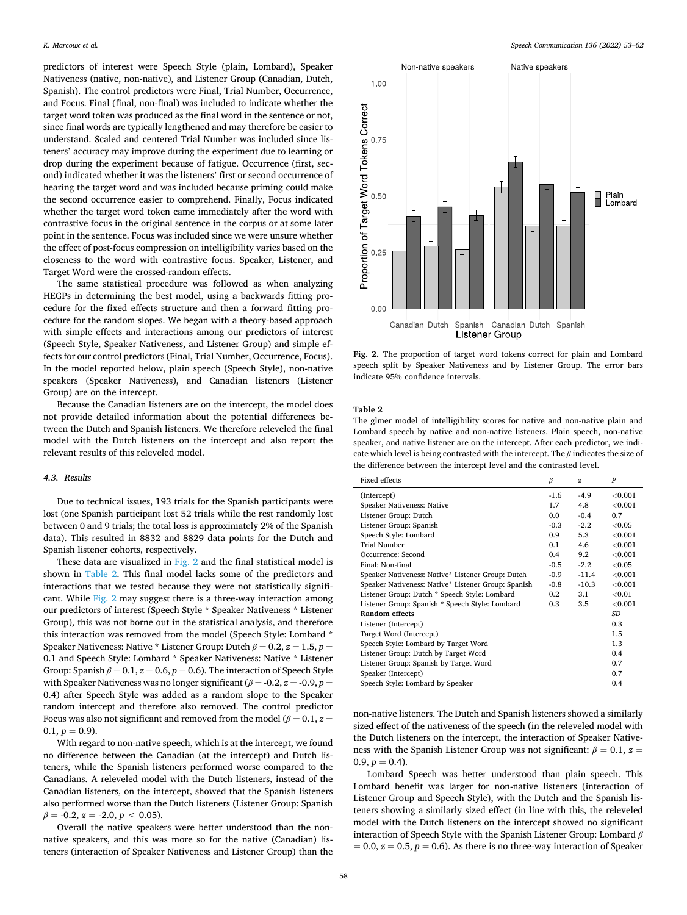predictors of interest were Speech Style (plain, Lombard), Speaker Nativeness (native, non-native), and Listener Group (Canadian, Dutch, Spanish). The control predictors were Final, Trial Number, Occurrence, and Focus. Final (final, non-final) was included to indicate whether the target word token was produced as the final word in the sentence or not, since final words are typically lengthened and may therefore be easier to understand. Scaled and centered Trial Number was included since listeners' accuracy may improve during the experiment due to learning or drop during the experiment because of fatigue. Occurrence (first, second) indicated whether it was the listeners' first or second occurrence of hearing the target word and was included because priming could make the second occurrence easier to comprehend. Finally, Focus indicated whether the target word token came immediately after the word with contrastive focus in the original sentence in the corpus or at some later point in the sentence. Focus was included since we were unsure whether the effect of post-focus compression on intelligibility varies based on the closeness to the word with contrastive focus. Speaker, Listener, and Target Word were the crossed-random effects.

The same statistical procedure was followed as when analyzing HEGPs in determining the best model, using a backwards fitting procedure for the fixed effects structure and then a forward fitting procedure for the random slopes. We began with a theory-based approach with simple effects and interactions among our predictors of interest (Speech Style, Speaker Nativeness, and Listener Group) and simple effects for our control predictors (Final, Trial Number, Occurrence, Focus). In the model reported below, plain speech (Speech Style), non-native speakers (Speaker Nativeness), and Canadian listeners (Listener Group) are on the intercept.

Because the Canadian listeners are on the intercept, the model does not provide detailed information about the potential differences between the Dutch and Spanish listeners. We therefore releveled the final model with the Dutch listeners on the intercept and also report the relevant results of this releveled model.

### 4.3. Results

Due to technical issues, 193 trials for the Spanish participants were lost (one Spanish participant lost 52 trials while the rest randomly lost between 0 and 9 trials; the total loss is approximately 2% of the Spanish data). This resulted in 8832 and 8829 data points for the Dutch and Spanish listener cohorts, respectively.

These data are visualized in Fig. 2 and the final statistical model is shown in Table 2. This final model lacks some of the predictors and interactions that we tested because they were not statistically significant. While Fig. 2 may suggest there is a three-way interaction among our predictors of interest (Speech Style * Speaker Nativeness * Listener Group), this was not borne out in the statistical analysis, and therefore this interaction was removed from the model (Speech Style: Lombard * Speaker Nativeness: Native * Listener Group: Dutch $\beta = 0.2$, $z = 1.5$, $p = 0.1$ and Speech Style: Lombard * Speaker Nativeness: Native * Listener Group: Spanish $\beta = 0.1$, $z = 0.6$, $p = 0.6$). The interaction of Speech Style with Speaker Nativeness was no longer significant ($\beta = -0.2$, $z = -0.9$, $p = 0.4$) after Speech Style was added as a random slope to the Speaker random intercept and therefore also removed. The control predictor Focus was also not significant and removed from the model ($\beta = 0.1$, $z = 0.1$, $p = 0.9$).

With regard to non-native speech, which is at the intercept, we found no difference between the Canadian (at the intercept) and Dutch listeners, while the Spanish listeners performed worse compared to the Canadians. A releveled model with the Dutch listeners, instead of the Canadian listeners, on the intercept, showed that the Spanish listeners also performed worse than the Dutch listeners (Listener Group: Spanish $\beta = -0.2$, $z = -2.0$, $p < 0.05$).

Overall the native speakers were better understood than the non-native speakers, and this was more so for the native (Canadian) listeners (interaction of Speaker Nativeness and Listener Group) than the non-native listeners. The Dutch and Spanish listeners showed a similarly sized effect of the nativeness of the speech (in the releveled model with the Dutch listeners on the intercept, the interaction of Speaker Nativeness with the Spanish Listener Group was not significant: $\beta = 0.1$, $z = 0.9$, $p = 0.4$).

Lombard Speech was better understood than plain speech. This Lombard benefit was larger for non-native listeners (interaction of Listener Group and Speech Style), with the Dutch and the Spanish listeners showing a similarly sized effect (in line with this, the releveled model with the Dutch listeners on the intercept showed no significant interaction of Speech Style with the Spanish Listener Group: Lombard $\beta = 0.0$, $z = 0.5$, $p = 0.6$). As there is no three-way interaction of Speaker

Non-native speakers
Native speakers
1.00
0.75
0.50
0.25
0.00
Proportion of Target Word Tokens Correct
Plain
Lombard
Canadian Dutch Spanish Canadian Dutch Spanish
Listener Group

**Fig. 2.** The proportion of target word tokens correct for plain and Lombard speech split by Speaker Nativeness and by Listener Group. The error bars indicate 95% confidence intervals.

**Table 2**
The glmer model of intelligibility scores for native and non-native plain and Lombard speech by native and non-native listeners. Plain speech, non-native speaker, and native listener are on the intercept. After each predictor, we indicate which level is being contrasted with the intercept. The $\beta$ indicates the size of the difference between the intercept level and the contrasted level.

| Fixed effects | $\beta$ | $z$ | $P$ |
|---|---|---|---|
| (Intercept) | -1.6 | -4.9 | <0.001 |
| Speaker Nativeness: Native | 1.7 | 4.8 | <0.001 |
| Listener Group: Dutch | 0.0 | -0.4 | 0.7 |
| Listener Group: Spanish | -0.3 | -2.2 | <0.05 |
| Speech Style: Lombard | 0.9 | 5.3 | <0.001 |
| Trial Number | 0.1 | 4.6 | <0.001 |
| Occurrence: Second | 0.4 | 9.2 | <0.001 |
| Final: Non-final | -0.5 | -2.2 | <0.05 |
| Speaker Nativeness: Native* Listener Group: Dutch | -0.9 | -11.4 | <0.001 |
| Speaker Nativeness: Native* Listener Group: Spanish | -0.8 | -10.3 | <0.001 |
| Listener Group: Dutch * Speech Style: Lombard | 0.2 | 3.1 | <0.01 |
| Listener Group: Spanish * Speech Style: Lombard | 0.3 | 3.5 | <0.001 |
| **Random effects** | | | *SD* |
| Listener (Intercept) | | | 0.3 |
| Target Word (Intercept) | | | 1.5 |
| Speech Style: Lombard by Target Word | | | 1.3 |
| Listener Group: Dutch by Target Word | | | 0.4 |
| Listener Group: Spanish by Target Word | | | 0.7 |
| Speaker (Intercept) | | | 0.7 |
| Speech Style: Lombard by Speaker | | | 0.4 |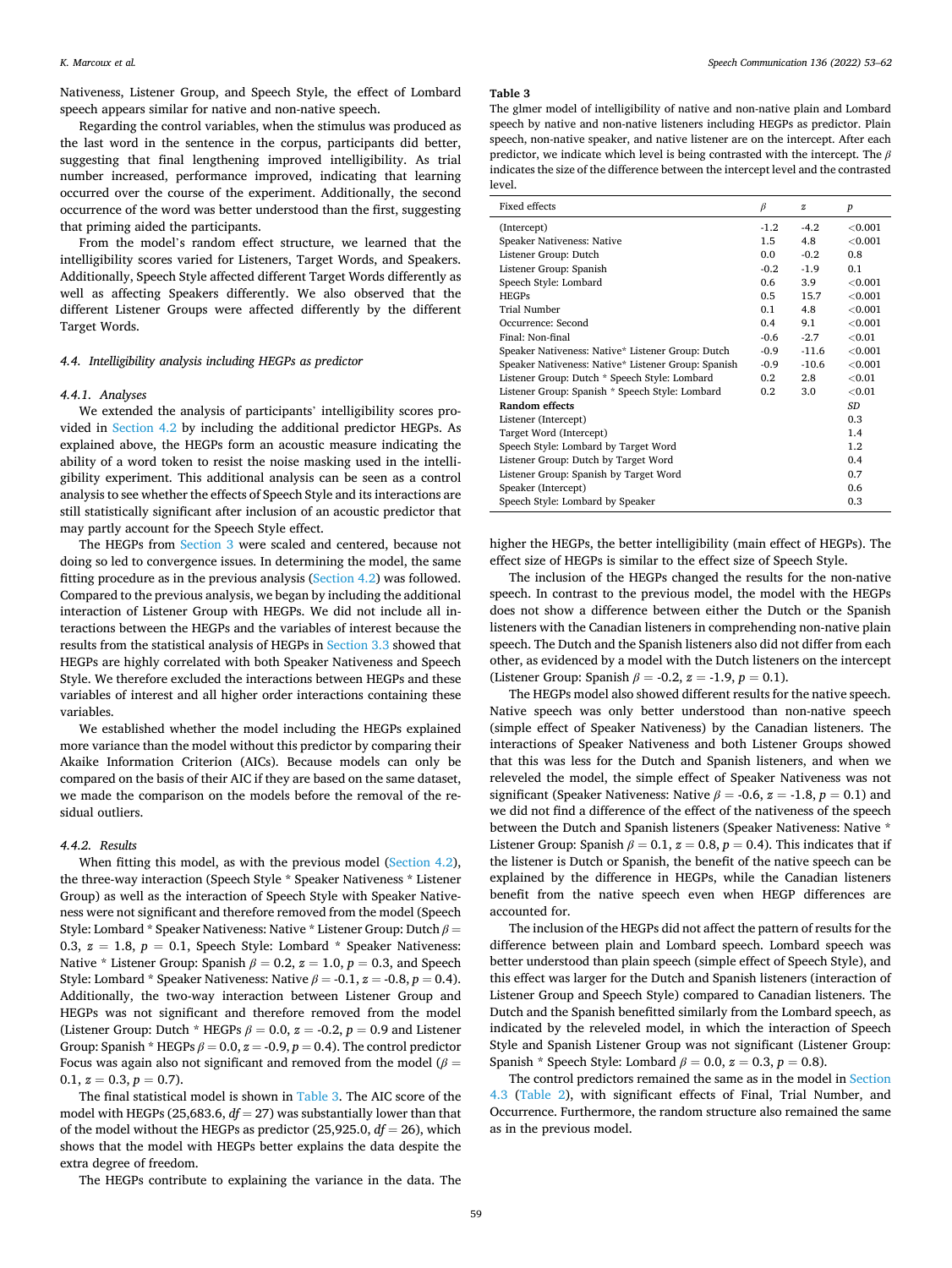Nativeness, Listener Group, and Speech Style, the effect of Lombard speech appears similar for native and non-native speech.

Regarding the control variables, when the stimulus was produced as the last word in the sentence in the corpus, participants did better, suggesting that final lengthening improved intelligibility. As trial number increased, performance improved, indicating that learning occurred over the course of the experiment. Additionally, the second occurrence of the word was better understood than the first, suggesting that priming aided the participants.

From the model's random effect structure, we learned that the intelligibility scores varied for Listeners, Target Words, and Speakers. Additionally, Speech Style affected different Target Words differently as well as affecting Speakers differently. We also observed that the different Listener Groups were affected differently by the different Target Words.

### 4.4. Intelligibility analysis including HEGPs as predictor

#### 4.4.1. Analyses

We extended the analysis of participants' intelligibility scores provided in Section 4.2 by including the additional predictor HEGPs. As explained above, the HEGPs form an acoustic measure indicating the ability of a word token to resist the noise masking used in the intelligibility experiment. This additional analysis can be seen as a control analysis to see whether the effects of Speech Style and its interactions are still statistically significant after inclusion of an acoustic predictor that may partly account for the Speech Style effect.

The HEGPs from Section 3 were scaled and centered, because not doing so led to convergence issues. In determining the model, the same fitting procedure as in the previous analysis (Section 4.2) was followed. Compared to the previous analysis, we began by including the additional interaction of Listener Group with HEGPs. We did not include all interactions between the HEGPs and the variables of interest because the results from the statistical analysis of HEGPs in Section 3.3 showed that HEGPs are highly correlated with both Speaker Nativeness and Speech Style. We therefore excluded the interactions between HEGPs and these variables of interest and all higher order interactions containing these variables.

We established whether the model including the HEGPs explained more variance than the model without this predictor by comparing their Akaike Information Criterion (AICs). Because models can only be compared on the basis of their AIC if they are based on the same dataset, we made the comparison on the models before the removal of the residual outliers.

#### 4.4.2. Results

When fitting this model, as with the previous model (Section 4.2), the three-way interaction (Speech Style * Speaker Nativeness * Listener Group) as well as the interaction of Speech Style with Speaker Nativeness were not significant and therefore removed from the model (Speech Style: Lombard * Speaker Nativeness: Native * Listener Group: Dutch $\beta = 0.3$, $z = 1.8$, $p = 0.1$, Speech Style: Lombard * Speaker Nativeness: Native * Listener Group: Spanish $\beta = 0.2$, $z = 1.0$, $p = 0.3$, and Speech Style: Lombard * Speaker Nativeness: Native $\beta = -0.1$, $z = -0.8$, $p = 0.4$). Additionally, the two-way interaction between Listener Group and HEGPs was not significant and therefore removed from the model (Listener Group: Dutch * HEGPs $\beta = 0.0$, $z = -0.2$, $p = 0.9$ and Listener Group: Spanish * HEGPs $\beta = 0.0$, $z = -0.9$, $p = 0.4$). The control predictor Focus was again also not significant and removed from the model ($\beta = 0.1$, $z = 0.3$, $p = 0.7$).

The final statistical model is shown in Table 3. The AIC score of the model with HEGPs (25,683.6, $df = 27$) was substantially lower than that of the model without the HEGPs as predictor (25,925.0, $df = 26$), which shows that the model with HEGPs better explains the data despite the extra degree of freedom.

The HEGPs contribute to explaining the variance in the data. The higher the HEGPs, the better intelligibility (main effect of HEGPs). The effect size of HEGPs is similar to the effect size of Speech Style.

**Table 3**
The glmer model of intelligibility of native and non-native plain and Lombard speech by native and non-native listeners including HEGPs as predictor. Plain speech, non-native speaker, and native listener are on the intercept. After each predictor, we indicate which level is being contrasted with the intercept. The $\beta$ indicates the size of the difference between the intercept level and the contrasted level.

| Fixed effects | $\beta$ | $z$ | $p$ |
|---|---|---|---|
| (Intercept) | -1.2 | -4.2 | <0.001 |
| Speaker Nativeness: Native | 1.5 | 4.8 | <0.001 |
| Listener Group: Dutch | 0.0 | -0.2 | 0.8 |
| Listener Group: Spanish | -0.2 | -1.9 | 0.1 |
| Speech Style: Lombard | 0.6 | 3.9 | <0.001 |
| HEGPs | 0.5 | 15.7 | <0.001 |
| Trial Number | 0.1 | 4.8 | <0.001 |
| Occurrence: Second | 0.4 | 9.1 | <0.001 |
| Final: Non-final | -0.6 | -2.7 | <0.01 |
| Speaker Nativeness: Native* Listener Group: Dutch | -0.9 | -11.6 | <0.001 |
| Speaker Nativeness: Native* Listener Group: Spanish | -0.9 | -10.6 | <0.001 |
| Listener Group: Dutch * Speech Style: Lombard | 0.2 | 2.8 | <0.01 |
| Listener Group: Spanish * Speech Style: Lombard | 0.2 | 3.0 | <0.01 |
| **Random effects** | | | *SD* |
| Listener (Intercept) | | | 0.3 |
| Target Word (Intercept) | | | 1.4 |
| Speech Style: Lombard by Target Word | | | 1.2 |
| Listener Group: Dutch by Target Word | | | 0.4 |
| Listener Group: Spanish by Target Word | | | 0.7 |
| Speaker (Intercept) | | | 0.6 |
| Speech Style: Lombard by Speaker | | | 0.3 |

The inclusion of the HEGPs changed the results for the non-native speech. In contrast to the previous model, the model with the HEGPs does not show a difference between either the Dutch or the Spanish listeners with the Canadian listeners in comprehending non-native plain speech. The Dutch and the Spanish listeners also did not differ from each other, as evidenced by a model with the Dutch listeners on the intercept (Listener Group: Spanish $\beta = -0.2$, $z = -1.9$, $p = 0.1$).

The HEGPs model also showed different results for the native speech. Native speech was only better understood than non-native speech (simple effect of Speaker Nativeness) by the Canadian listeners. The interactions of Speaker Nativeness and both Listener Groups showed that this was less for the Dutch and Spanish listeners, and when we releveled the model, the simple effect of Speaker Nativeness was not significant (Speaker Nativeness: Native $\beta = -0.6$, $z = -1.8$, $p = 0.1$) and we did not find a difference of the effect of the nativeness of the speech between the Dutch and Spanish listeners (Speaker Nativeness: Native * Listener Group: Spanish $\beta = 0.1$, $z = 0.8$, $p = 0.4$). This indicates that if the listener is Dutch or Spanish, the benefit of the native speech can be explained by the difference in HEGPs, while the Canadian listeners benefit from the native speech even when HEGP differences are accounted for.

The inclusion of the HEGPs did not affect the pattern of results for the difference between plain and Lombard speech. Lombard speech was better understood than plain speech (simple effect of Speech Style), and this effect was larger for the Dutch and Spanish listeners (interaction of Listener Group and Speech Style) compared to Canadian listeners. The Dutch and the Spanish benefitted similarly from the Lombard speech, as indicated by the releveled model, in which the interaction of Speech Style and Spanish Listener Group was not significant (Listener Group: Spanish * Speech Style: Lombard $\beta = 0.0$, $z = 0.3$, $p = 0.8$).

The control predictors remained the same as in the model in Section 4.3 (Table 2), with significant effects of Final, Trial Number, and Occurrence. Furthermore, the random structure also remained the same as in the previous model.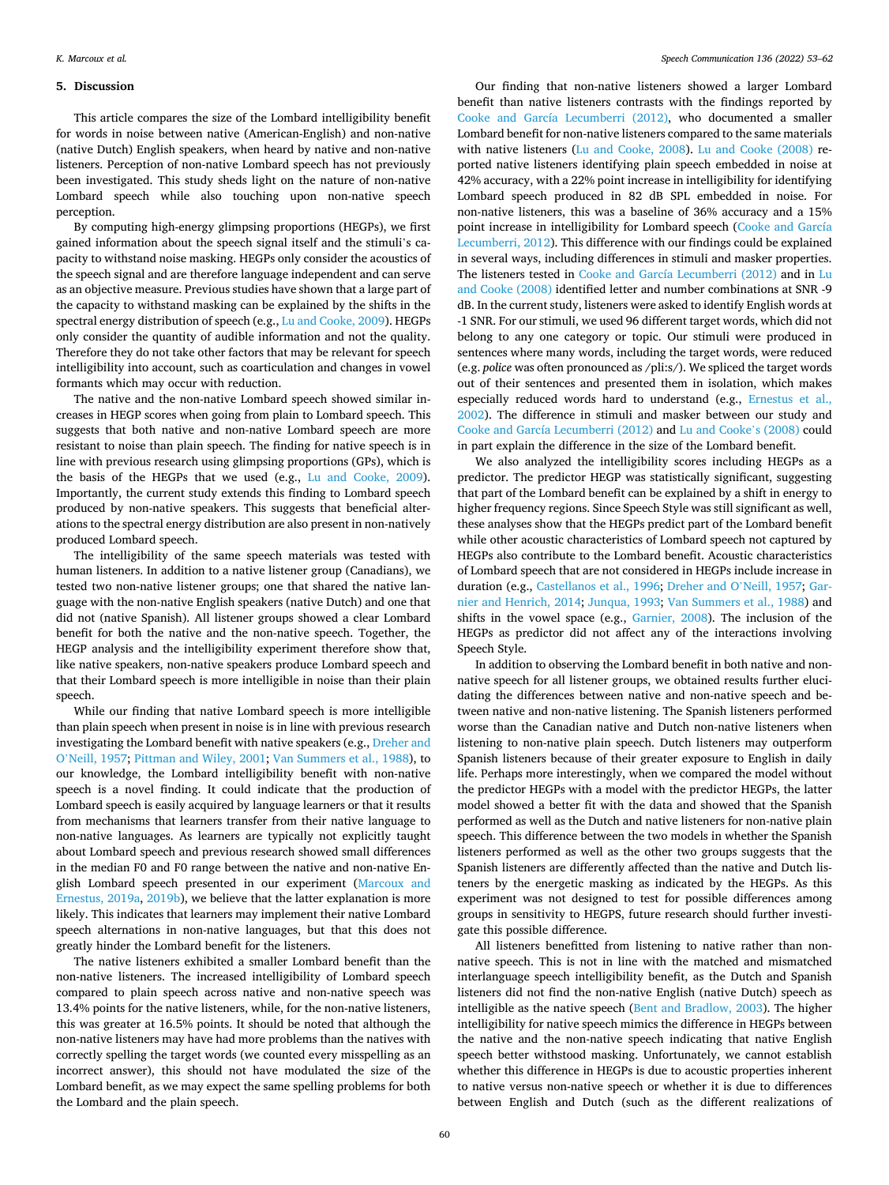## 5. Discussion

This article compares the size of the Lombard intelligibility benefit for words in noise between native (American-English) and non-native (native Dutch) English speakers, when heard by native and non-native listeners. Perception of non-native Lombard speech has not previously been investigated. This study sheds light on the nature of non-native Lombard speech while also touching upon non-native speech perception.

By computing high-energy glimpsing proportions (HEGPs), we first gained information about the speech signal itself and the stimuli's capacity to withstand noise masking. HEGPs only consider the acoustics of the speech signal and are therefore language independent and can serve as an objective measure. Previous studies have shown that a large part of the capacity to withstand masking can be explained by the shifts in the spectral energy distribution of speech (e.g., Lu and Cooke, 2009). HEGPs only consider the quantity of audible information and not the quality. Therefore they do not take other factors that may be relevant for speech intelligibility into account, such as coarticulation and changes in vowel formants which may occur with reduction.

The native and the non-native Lombard speech showed similar increases in HEGP scores when going from plain to Lombard speech. This suggests that both native and non-native Lombard speech are more resistant to noise than plain speech. The finding for native speech is in line with previous research using glimpsing proportions (GPs), which is the basis of the HEGPs that we used (e.g., Lu and Cooke, 2009). Importantly, the current study extends this finding to Lombard speech produced by non-native speakers. This suggests that beneficial alterations to the spectral energy distribution are also present in non-natively produced Lombard speech.

The intelligibility of the same speech materials was tested with human listeners. In addition to a native listener group (Canadians), we tested two non-native listener groups; one that shared the native language with the non-native English speakers (native Dutch) and one that did not (native Spanish). All listener groups showed a clear Lombard benefit for both the native and the non-native speech. Together, the HEGP analysis and the intelligibility experiment therefore show that, like native speakers, non-native speakers produce Lombard speech and that their Lombard speech is more intelligible in noise than their plain speech.

While our finding that native Lombard speech is more intelligible than plain speech when present in noise is in line with previous research investigating the Lombard benefit with native speakers (e.g., Dreher and O'Neill, 1957; Pittman and Wiley, 2001; Van Summers et al., 1988), to our knowledge, the Lombard intelligibility benefit with non-native speech is a novel finding. It could indicate that the production of Lombard speech is easily acquired by language learners or that it results from mechanisms that learners transfer from their native language to non-native languages. As learners are typically not explicitly taught about Lombard speech and previous research showed small differences in the median F0 and F0 range between the native and non-native English Lombard speech presented in our experiment (Marcoux and Ernestus, 2019a, 2019b), we believe that the latter explanation is more likely. This indicates that learners may implement their native Lombard speech alternations in non-native languages, but that this does not greatly hinder the Lombard benefit for the listeners.

The native listeners exhibited a smaller Lombard benefit than the non-native listeners. The increased intelligibility of Lombard speech compared to plain speech across native and non-native speech was 13.4% points for the native listeners, while, for the non-native listeners, this was greater at 16.5% points. It should be noted that although the non-native listeners may have had more problems than the natives with correctly spelling the target words (we counted every misspelling as an incorrect answer), this should not have modulated the size of the Lombard benefit, as we may expect the same spelling problems for both the Lombard and the plain speech.

Our finding that non-native listeners showed a larger Lombard benefit than native listeners contrasts with the findings reported by Cooke and García Lecumberri (2012), who documented a smaller Lombard benefit for non-native listeners compared to the same materials with native listeners (Lu and Cooke, 2008). Lu and Cooke (2008) reported native listeners identifying plain speech embedded in noise at 42% accuracy, with a 22% point increase in intelligibility for identifying Lombard speech produced in 82 dB SPL embedded in noise. For non-native listeners, this was a baseline of 36% accuracy and a 15% point increase in intelligibility for Lombard speech (Cooke and García Lecumberri, 2012). This difference with our findings could be explained in several ways, including differences in stimuli and masker properties. The listeners tested in Cooke and García Lecumberri (2012) and in Lu and Cooke (2008) identified letter and number combinations at SNR -9 dB. In the current study, listeners were asked to identify English words at -1 SNR. For our stimuli, we used 96 different target words, which did not belong to any one category or topic. Our stimuli were produced in sentences where many words, including the target words, were reduced (e.g. *police* was often pronounced as /pli:s/). We spliced the target words out of their sentences and presented them in isolation, which makes especially reduced words hard to understand (e.g., Ernestus et al., 2002). The difference in stimuli and masker between our study and Cooke and García Lecumberri (2012) and Lu and Cooke's (2008) could in part explain the difference in the size of the Lombard benefit.

We also analyzed the intelligibility scores including HEGPs as a predictor. The predictor HEGP was statistically significant, suggesting that part of the Lombard benefit can be explained by a shift in energy to higher frequency regions. Since Speech Style was still significant as well, these analyses show that the HEGPs predict part of the Lombard benefit while other acoustic characteristics of Lombard speech not captured by HEGPs also contribute to the Lombard benefit. Acoustic characteristics of Lombard speech that are not considered in HEGPs include increase in duration (e.g., Castellanos et al., 1996; Dreher and O'Neill, 1957; Garnier and Henrich, 2014; Junqua, 1993; Van Summers et al., 1988) and shifts in the vowel space (e.g., Garnier, 2008). The inclusion of the HEGPs as predictor did not affect any of the interactions involving Speech Style.

In addition to observing the Lombard benefit in both native and non-native speech for all listener groups, we obtained results further elucidating the differences between native and non-native speech and between native and non-native listening. The Spanish listeners performed worse than the Canadian native and Dutch non-native listeners when listening to non-native plain speech. Dutch listeners may outperform Spanish listeners because of their greater exposure to English in daily life. Perhaps more interestingly, when we compared the model without the predictor HEGPs with a model with the predictor HEGPs, the latter model showed a better fit with the data and showed that the Spanish performed as well as the Dutch and native listeners for non-native plain speech. This difference between the two models in whether the Spanish listeners performed as well as the other two groups suggests that the Spanish listeners are differently affected than the native and Dutch listeners by the energetic masking as indicated by the HEGPs. As this experiment was not designed to test for possible differences among groups in sensitivity to HEGPS, future research should further investigate this possible difference.

All listeners benefitted from listening to native rather than non-native speech. This is not in line with the matched and mismatched interlanguage speech intelligibility benefit, as the Dutch and Spanish listeners did not find the non-native English (native Dutch) speech as intelligible as the native speech (Bent and Bradlow, 2003). The higher intelligibility for native speech mimics the difference in HEGPs between the native and the non-native speech indicating that native English speech better withstood masking. Unfortunately, we cannot establish whether this difference in HEGPs is due to acoustic properties inherent to native versus non-native speech or whether it is due to differences between English and Dutch (such as the different realizations of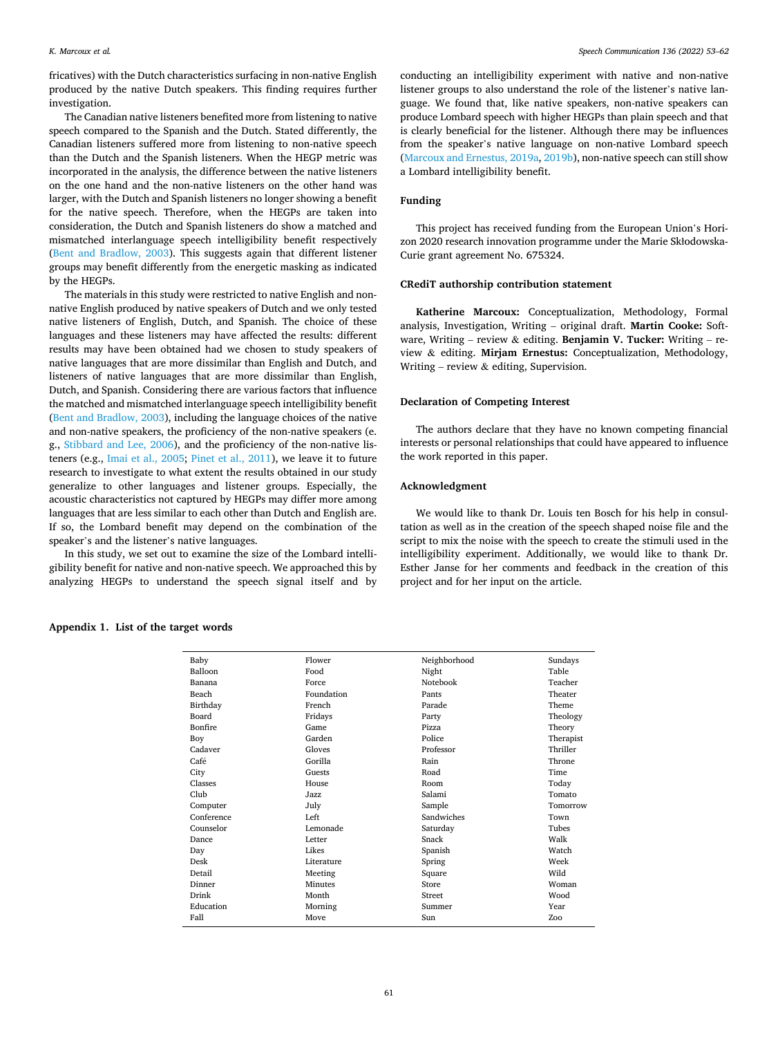fricatives) with the Dutch characteristics surfacing in non-native English produced by the native Dutch speakers. This finding requires further investigation.

The Canadian native listeners benefited more from listening to native speech compared to the Spanish and the Dutch. Stated differently, the Canadian listeners suffered more from listening to non-native speech than the Dutch and the Spanish listeners. When the HEGP metric was incorporated in the analysis, the difference between the native listeners on the one hand and the non-native listeners on the other hand was larger, with the Dutch and Spanish listeners no longer showing a benefit for the native speech. Therefore, when the HEGPs are taken into consideration, the Dutch and Spanish listeners do show a matched and mismatched interlanguage speech intelligibility benefit respectively (Bent and Bradlow, 2003). This suggests again that different listener groups may benefit differently from the energetic masking as indicated by the HEGPs.

The materials in this study were restricted to native English and non-native English produced by native speakers of Dutch and we only tested native listeners of English, Dutch, and Spanish. The choice of these languages and these listeners may have affected the results: different results may have been obtained had we chosen to study speakers of native languages that are more dissimilar than English and Dutch, and listeners of native languages that are more dissimilar than English, Dutch, and Spanish. Considering there are various factors that influence the matched and mismatched interlanguage speech intelligibility benefit (Bent and Bradlow, 2003), including the language choices of the native and non-native speakers, the proficiency of the non-native speakers (e.g., Stibbard and Lee, 2006), and the proficiency of the non-native listeners (e.g., Imai et al., 2005; Pinet et al., 2011), we leave it to future research to investigate to what extent the results obtained in our study generalize to other languages and listener groups. Especially, the acoustic characteristics not captured by HEGPs may differ more among languages that are less similar to each other than Dutch and English are. If so, the Lombard benefit may depend on the combination of the speaker's and the listener's native languages.

In this study, we set out to examine the size of the Lombard intelligibility benefit for native and non-native speech. We approached this by analyzing HEGPs to understand the speech signal itself and by conducting an intelligibility experiment with native and non-native listener groups to also understand the role of the listener's native language. We found that, like native speakers, non-native speakers can produce Lombard speech with higher HEGPs than plain speech and that is clearly beneficial for the listener. Although there may be influences from the speaker's native language on non-native Lombard speech (Marcoux and Ernestus, 2019a, 2019b), non-native speech can still show a Lombard intelligibility benefit.

## Funding

This project has received funding from the European Union's Horizon 2020 research innovation programme under the Marie Skłodowska-Curie grant agreement No. 675324.

## CRediT authorship contribution statement

**Katherine Marcoux:** Conceptualization, Methodology, Formal analysis, Investigation, Writing – original draft. **Martin Cooke:** Software, Writing – review & editing. **Benjamin V. Tucker:** Writing – review & editing. **Mirjam Ernestus:** Conceptualization, Methodology, Writing – review & editing, Supervision.

## Declaration of Competing Interest

The authors declare that they have no known competing financial interests or personal relationships that could have appeared to influence the work reported in this paper.

## Acknowledgment

We would like to thank Dr. Louis ten Bosch for his help in consultation as well as in the creation of the speech shaped noise file and the script to mix the noise with the speech to create the stimuli used in the intelligibility experiment. Additionally, we would like to thank Dr. Esther Janse for her comments and feedback in the creation of this project and for her input on the article.

## Appendix 1. List of the target words

| | | | |
|---|---|---|---|
| Baby | Flower | Neighborhood | Sundays |
| Balloon | Food | Night | Table |
| Banana | Force | Notebook | Teacher |
| Beach | Foundation | Pants | Theater |
| Birthday | French | Parade | Theme |
| Board | Fridays | Party | Theology |
| Bonfire | Game | Pizza | Theory |
| Boy | Garden | Police | Therapist |
| Cadaver | Gloves | Professor | Thriller |
| Café | Gorilla | Rain | Throne |
| City | Guests | Road | Time |
| Classes | House | Room | Today |
| Club | Jazz | Salami | Tomato |
| Computer | July | Sample | Tomorrow |
| Conference | Left | Sandwiches | Town |
| Counselor | Lemonade | Saturday | Tubes |
| Dance | Letter | Snack | Walk |
| Day | Likes | Spanish | Watch |
| Desk | Literature | Spring | Week |
| Detail | Meeting | Square | Wild |
| Dinner | Minutes | Store | Woman |
| Drink | Month | Street | Wood |
| Education | Morning | Summer | Year |
| Fall | Move | Sun | Zoo |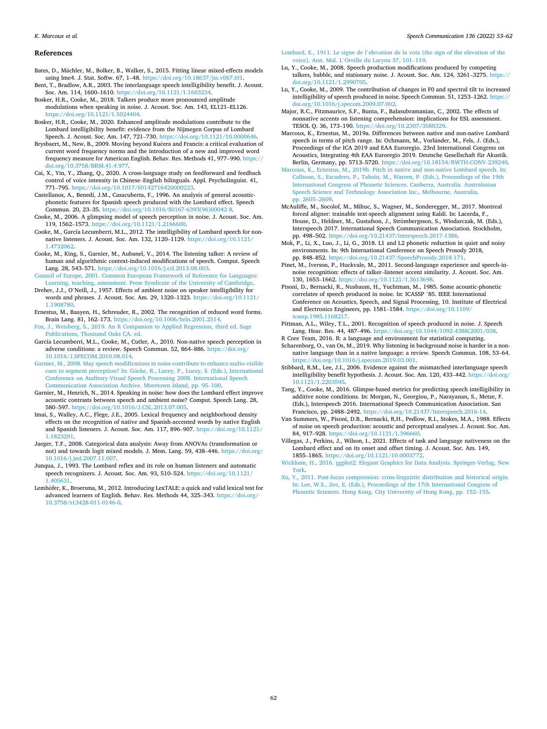## References

Bates, D., Mächler, M., Bolker, B., Walker, S., 2015. Fitting linear mixed-effects models using lme4. J. Stat. Softw. 67, 1–48. https://doi.org/10.18637/jss.v067.i01.

Bent, T., Bradlow, A.R., 2003. The interlanguage speech intelligibility benefit. J. Acoust. Soc. Am. 114, 1600–1610. https://doi.org/10.1121/1.1603234.

Bosker, H.R., Cooke, M., 2018. Talkers produce more pronounced amplitude modulations when speaking in noise. J. Acoust. Soc. Am. 143, EL121–EL126. https://doi.org/10.1121/1.5024404.

Bosker, H.R., Cooke, M., 2020. Enhanced amplitude modulations contribute to the Lombard intelligibility benefit: evidence from the Nijmegen Corpus of Lombard Speech. J. Acoust. Soc. Am. 147, 721–730. https://doi.org/10.1121/10.0000646.

Brysbaert, M., New, B., 2009. Moving beyond Kučera and Francis: a critical evaluation of current word frequency norms and the introduction of a new and improved word frequency measure for American English. Behav. Res. Methods 41, 977–990. https://doi.org/10.3758/BRM.41.4.977.

Cai, X., Yin, Y., Zhang, Q., 2020. A cross-language study on feedforward and feedback control of voice intensity in Chinese–English bilinguals. Appl. Psycholinguist. 41, 771–795. https://doi.org/10.1017/S0142716420000223.

Castellanos, A., Benedí, J.M., Casacuberta, F., 1996. An analysis of general acoustic-phonetic features for Spanish speech produced with the Lombard effect. Speech Commun. 20, 23–35. https://doi.org/10.1016/S0167-6393(96)00042-8.

Cooke, M., 2006. A glimpsing model of speech perception in noise. J. Acoust. Soc. Am. 119, 1562–1573. https://doi.org/10.1121/1.2166600.

Cooke, M., García Lecumberri, M.L., 2012. The intelligibility of Lombard speech for non-native listeners. J. Acoust. Soc. Am. 132, 1120–1129. https://doi.org/10.1121/1.4732062.

Cooke, M., King, S., Garnier, M., Aubanel, V., 2014. The listening talker: A review of human and algorithmic context-induced modifications of speech. Comput. Speech Lang. 28, 543–571. https://doi.org/10.1016/j.csl.2013.08.003.

Council of Europe, 2001. Common European Framework of Reference for Languages: Learning, teaching, assessment. Press Syndicate of the University of Cambridge.

Dreher, J.J., O'Neill, J., 1957. Effects of ambient noise on speaker intelligibility for words and phrases. J. Acoust. Soc. Am. 29, 1320–1323. https://doi.org/10.1121/1.1908780.

Ernestus, M., Baayen, H., Schreuder, R., 2002. The recognition of reduced word forms. Brain Lang. 81, 162–173. https://doi.org/10.1006/brln.2001.2514.

Fox, J., Weisberg, S., 2019. An R Companion to Applied Regression, third ed. Sage Publications, Thousand Oaks CA. ed.

García Lecumberri, M.L., Cooke, M., Cutler, A., 2010. Non-native speech perception in adverse conditions: a review. Speech Commun. 52, 864–886. https://doi.org/10.1016/J.SPECOM.2010.08.014.

Garnier, M., 2008. May speech modifications in noise contribute to enhance audio-visible cues to segment perception? In: Göcke, R., Lucey, P., Lucey, S. (Eds.), International Conference on Auditory-Visual Speech Processing 2008. International Speech Communication Association Archive. Moretown Island, pp. 95–100.

Garnier, M., Henrich, N., 2014. Speaking in noise: how does the Lombard effect improve acoustic contrasts between speech and ambient noise? Comput. Speech Lang. 28, 580–597. https://doi.org/10.1016/J.CSL.2013.07.005.

Imai, S., Walley, A.C., Flege, J.E., 2005. Lexical frequency and neighborhood density effects on the recognition of native and Spanish-accented words by native English and Spanish listeners. J. Acoust. Soc. Am. 117, 896–907. https://doi.org/10.1121/1.1823291.

Jaeger, T.F., 2008. Categorical data analysis: Away from ANOVAs (transformation or not) and towards logit mixed models. J. Mem. Lang. 59, 438–446. https://doi.org/10.1016/j.jml.2007.11.007.

Junqua, J., 1993. The Lombard reflex and its role on human listeners and automatic speech recognizers. J. Acoust. Soc. Am. 93, 510–524. https://doi.org/10.1121/1.405631.

Lemhöfer, K., Broersma, M., 2012. Introducing LexTALE: a quick and valid lexical test for advanced learners of English. Behav. Res. Methods 44, 325–343. https://doi.org/10.3758/s13428-011-0146-0.

Lombard, E., 1911. Le signe de l'elevation de la voix (the sign of the elevation of the voice). Ann. Mal. L'Oreille du Larynx 37, 101–119.

Lu, Y., Cooke, M., 2008. Speech production modifications produced by competing talkers, babble, and stationary noise. J. Acoust. Soc. Am. 124, 3261–3275. https://doi.org/10.1121/1.2990705.

Lu, Y., Cooke, M., 2009. The contribution of changes in F0 and spectral tilt to increased intelligibility of speech produced in noise. Speech Commun. 51, 1253–1262. https://doi.org/10.1016/j.specom.2009.07.002.

Major, R.C., Fitzmaurice, S.F., Bunta, F., Balasubramanian, C., 2002. The effects of nonnative accents on listening comprehension: implications for ESL assessment. TESOL Q. 36, 173–190. https://doi.org/10.2307/3588329.

Marcoux, K., Ernestus, M., 2019a. Differences between native and non-native Lombard speech in terms of pitch range. In: Ochmann, M., Vorländer, M., Fels, J. (Eds.), Proceedings of the ICA 2019 and EAA Euroregio. 23rd International Congress on Acoustics, Integrating 4th EAA Euroregio 2019. Deutsche Gesellschaft für Akustik. Berlin, Germany, pp. 5713–5720. https://doi.org/10.18154/RWTH-CONV-239240.

Marcoux, K., Ernestus, M., 2019b. Pitch in native and non-native Lombard speech. In: Calhoun, S., Escudero, P., Tabain, M., Warren, P. (Eds.), Proceedings of the 19th International Congress of Phonetic Sciences. Canberra, Australia. Australasian Speech Science and Technology Association Inc., Melbourne, Australia, pp. 2605–2609.

McAuliffe, M., Socolof, M., Mihuc, S., Wagner, M., Sonderegger, M., 2017. Montreal forced aligner: trainable text-speech alignment using Kaldi. In: Lacerda, F., House, D., Heldner, M., Gustafson, J., Strömbergsson, S., Włodarczak, M. (Eds.), Interspeech 2017. International Speech Communication Association. Stockholm, pp. 498–502. https://doi.org/10.21437/interspeech.2017-1386.

Mok, P., Li, X., Luo, J., Li, G., 2018. L1 and L2 phonetic reduction in quiet and noisy environments. In: 9th International Conference on Speech Prosody 2018, pp. 848–852. https://doi.org/10.21437/SpeechProsody.2018-171.

Pinet, M., Iverson, P., Huckvale, M., 2011. Second-language experience and speech-in-noise recognition: effects of talker–listener accent similarity. J. Acoust. Soc. Am. 130, 1653–1662. https://doi.org/10.1121/1.3613698.

Pisoni, D., Bernacki, R., Nusbaum, H., Yuchtman, M., 1985. Some acoustic-phonetic correlates of speech produced in noise. In: ICASSP '85. IEEE International Conference on Acoustics, Speech, and Signal Processing, 10. Institute of Electrical and Electronics Engineers, pp. 1581–1584. https://doi.org/10.1109/icassp.1985.1168217.

Pittman, A.L., Wiley, T.L., 2001. Recognition of speech produced in noise. J. Speech Lang. Hear. Res. 44, 487–496. https://doi.org/10.1044/1092-4388(2001/038.

R Core Team, 2016. R: a language and environment for statistical computing.

Scharenborg, O., van Os, M., 2019. Why listening in background noise is harder in a non-native language than in a native language: a review. Speech Commun. 108, 53–64. https://doi.org/10.1016/j.specom.2019.03.001.

Stibbard, R.M., Lee, J.I., 2006. Evidence against the mismatched interlanguage speech intelligibility benefit hypothesis. J. Acoust. Soc. Am. 120, 433–442. https://doi.org/10.1121/1.2203595.

Tang, Y., Cooke, M., 2016. Glimpse-based metrics for predicting speech intelligibility in additive noise conditions. In: Morgan, N., Georgiou, P., Narayanan, S., Metze, F. (Eds.), Interspeech 2016. International Speech Communication Association. San Francisco, pp. 2488–2492. https://doi.org/10.21437/Interspeech.2016-14.

Van Summers, W., Pisoni, D.B., Bernacki, R.H., Pedlow, R.I., Stokes, M.A., 1988. Effects of noise on speech production: acoustic and perceptual analyses. J. Acoust. Soc. Am. 84, 917–928. https://doi.org/10.1121/1.396660.

Villegas, J., Perkins, J., Wilson, I., 2021. Effects of task and language nativeness on the Lombard effect and on its onset and offset timing. J. Acoust. Soc. Am. 149, 1855–1865. https://doi.org/10.1121/10.0003772.

Wickham, H., 2016. ggplot2: Elegant Graphics for Data Analysis. Springer-Verlag, New York.

Xu, Y., 2011. Post-focus compression: cross-linguistic distribution and historical origin. In: Lee, W.S., Zee, E. (Eds.), Proceedings of the 17th International Congress of Phonetic Sciences. Hong Kong. City University of Hong Kong, pp. 152–155.